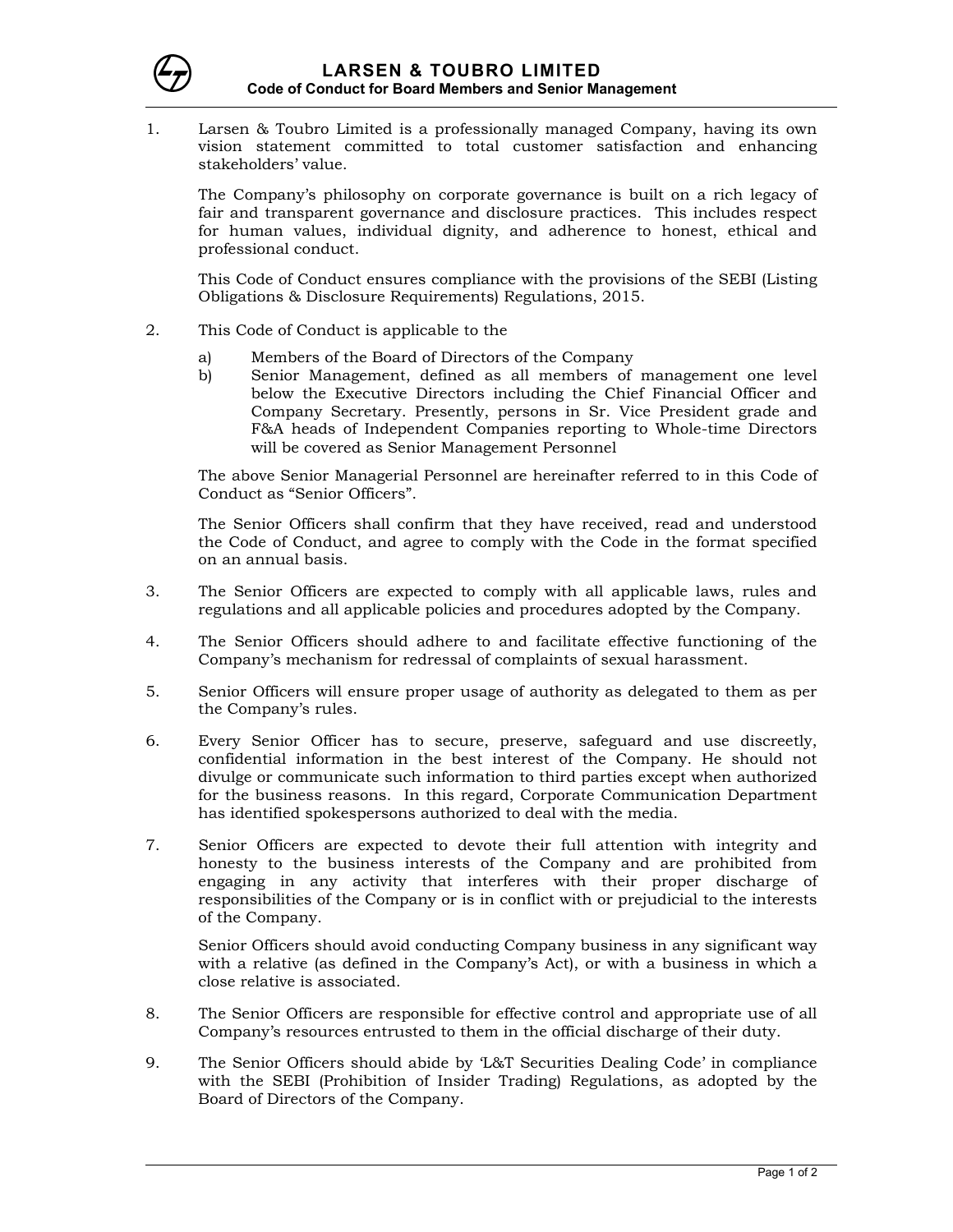# LARSEN & TOUBRO LIMITED

## Code of Conduct for Board Members and Senior Management

1. Larsen & Toubro Limited is a professionally managed Company, having its own vision statement committed to total customer satisfaction and enhancing stakeholders' value.

   The Company's philosophy on corporate governance is built on a rich legacy of fair and transparent governance and disclosure practices. This includes respect for human values, individual dignity, and adherence to honest, ethical and professional conduct.

   This Code of Conduct ensures compliance with the provisions of the SEBI (Listing Obligations & Disclosure Requirements) Regulations, 2015.

2. This Code of Conduct is applicable to the

   a) Members of the Board of Directors of the Company
   b) Senior Management, defined as all members of management one level below the Executive Directors including the Chief Financial Officer and Company Secretary. Presently, persons in Sr. Vice President grade and F&A heads of Independent Companies reporting to Whole-time Directors will be covered as Senior Management Personnel

   The above Senior Managerial Personnel are hereinafter referred to in this Code of Conduct as "Senior Officers".

   The Senior Officers shall confirm that they have received, read and understood the Code of Conduct, and agree to comply with the Code in the format specified on an annual basis.

3. The Senior Officers are expected to comply with all applicable laws, rules and regulations and all applicable policies and procedures adopted by the Company.

4. The Senior Officers should adhere to and facilitate effective functioning of the Company's mechanism for redressal of complaints of sexual harassment.

5. Senior Officers will ensure proper usage of authority as delegated to them as per the Company's rules.

6. Every Senior Officer has to secure, preserve, safeguard and use discreetly, confidential information in the best interest of the Company. He should not divulge or communicate such information to third parties except when authorized for the business reasons. In this regard, Corporate Communication Department has identified spokespersons authorized to deal with the media.

7. Senior Officers are expected to devote their full attention with integrity and honesty to the business interests of the Company and are prohibited from engaging in any activity that interferes with their proper discharge of responsibilities of the Company or is in conflict with or prejudicial to the interests of the Company.

   Senior Officers should avoid conducting Company business in any significant way with a relative (as defined in the Company's Act), or with a business in which a close relative is associated.

8. The Senior Officers are responsible for effective control and appropriate use of all Company's resources entrusted to them in the official discharge of their duty.

9. The Senior Officers should abide by 'L&T Securities Dealing Code' in compliance with the SEBI (Prohibition of Insider Trading) Regulations, as adopted by the Board of Directors of the Company.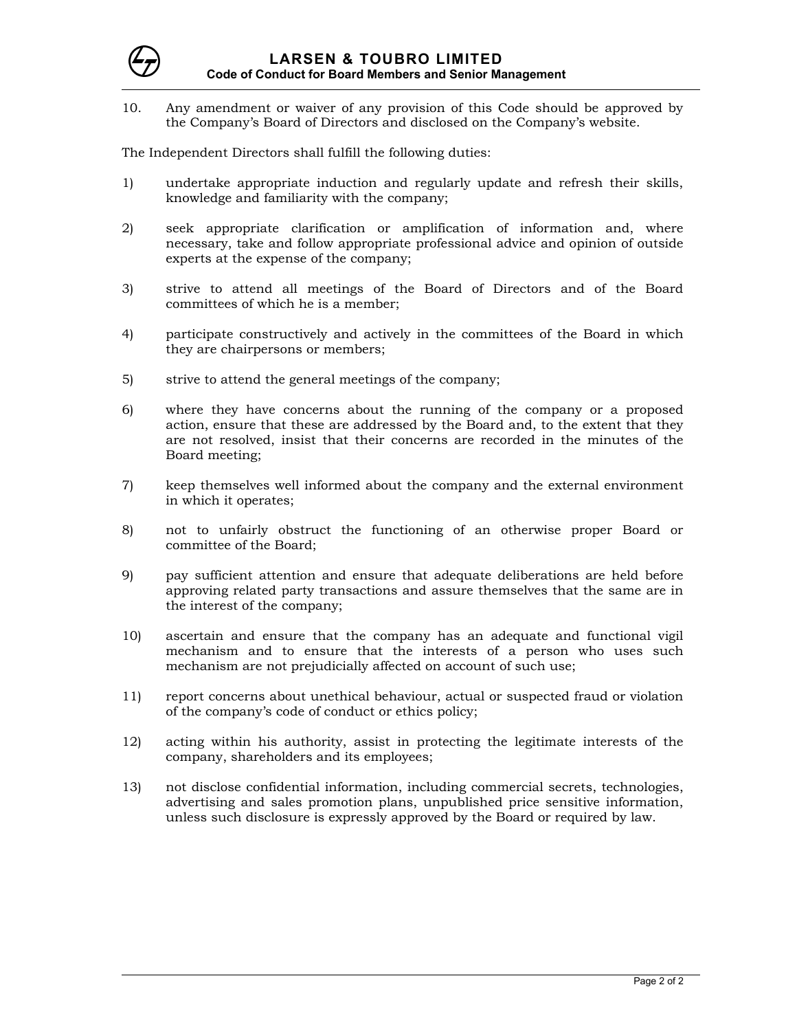10. Any amendment or waiver of any provision of this Code should be approved by the Company's Board of Directors and disclosed on the Company's website.

The Independent Directors shall fulfill the following duties:

1) undertake appropriate induction and regularly update and refresh their skills, knowledge and familiarity with the company;

2) seek appropriate clarification or amplification of information and, where necessary, take and follow appropriate professional advice and opinion of outside experts at the expense of the company;

3) strive to attend all meetings of the Board of Directors and of the Board committees of which he is a member;

4) participate constructively and actively in the committees of the Board in which they are chairpersons or members;

5) strive to attend the general meetings of the company;

6) where they have concerns about the running of the company or a proposed action, ensure that these are addressed by the Board and, to the extent that they are not resolved, insist that their concerns are recorded in the minutes of the Board meeting;

7) keep themselves well informed about the company and the external environment in which it operates;

8) not to unfairly obstruct the functioning of an otherwise proper Board or committee of the Board;

9) pay sufficient attention and ensure that adequate deliberations are held before approving related party transactions and assure themselves that the same are in the interest of the company;

10) ascertain and ensure that the company has an adequate and functional vigil mechanism and to ensure that the interests of a person who uses such mechanism are not prejudicially affected on account of such use;

11) report concerns about unethical behaviour, actual or suspected fraud or violation of the company's code of conduct or ethics policy;

12) acting within his authority, assist in protecting the legitimate interests of the company, shareholders and its employees;

13) not disclose confidential information, including commercial secrets, technologies, advertising and sales promotion plans, unpublished price sensitive information, unless such disclosure is expressly approved by the Board or required by law.